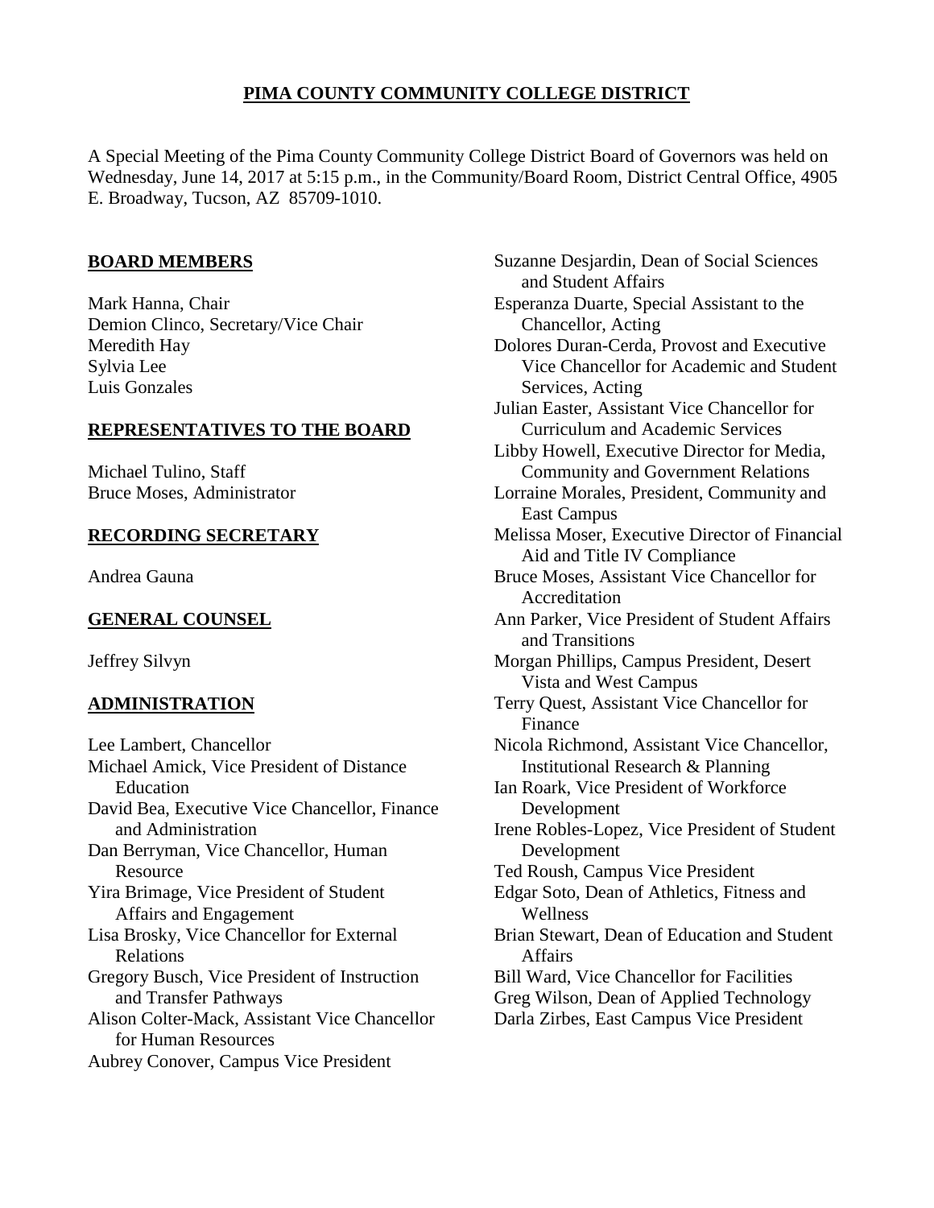# PIMA COUNTY COMMUNITY COLLEGE DISTRICT

A Special Meeting of the Pima County Community College District Board of Governors was held on Wednesday, June 14, 2017 at 5:15 p.m., in the Community/Board Room, District Central Office, 4905 E. Broadway, Tucson, AZ 85709-1010.

## BOARD MEMBERS

Mark Hanna, Chair
Demion Clinco, Secretary/Vice Chair
Meredith Hay
Sylvia Lee
Luis Gonzales

## REPRESENTATIVES TO THE BOARD

Michael Tulino, Staff
Bruce Moses, Administrator

## RECORDING SECRETARY

Andrea Gauna

## GENERAL COUNSEL

Jeffrey Silvyn

## ADMINISTRATION

Lee Lambert, Chancellor
Michael Amick, Vice President of Distance Education
David Bea, Executive Vice Chancellor, Finance and Administration
Dan Berryman, Vice Chancellor, Human Resource
Yira Brimage, Vice President of Student Affairs and Engagement
Lisa Brosky, Vice Chancellor for External Relations
Gregory Busch, Vice President of Instruction and Transfer Pathways
Alison Colter-Mack, Assistant Vice Chancellor for Human Resources
Aubrey Conover, Campus Vice President
Suzanne Desjardin, Dean of Social Sciences and Student Affairs
Esperanza Duarte, Special Assistant to the Chancellor, Acting
Dolores Duran-Cerda, Provost and Executive Vice Chancellor for Academic and Student Services, Acting
Julian Easter, Assistant Vice Chancellor for Curriculum and Academic Services
Libby Howell, Executive Director for Media, Community and Government Relations
Lorraine Morales, President, Community and East Campus
Melissa Moser, Executive Director of Financial Aid and Title IV Compliance
Bruce Moses, Assistant Vice Chancellor for Accreditation
Ann Parker, Vice President of Student Affairs and Transitions
Morgan Phillips, Campus President, Desert Vista and West Campus
Terry Quest, Assistant Vice Chancellor for Finance
Nicola Richmond, Assistant Vice Chancellor, Institutional Research & Planning
Ian Roark, Vice President of Workforce Development
Irene Robles-Lopez, Vice President of Student Development
Ted Roush, Campus Vice President
Edgar Soto, Dean of Athletics, Fitness and Wellness
Brian Stewart, Dean of Education and Student Affairs
Bill Ward, Vice Chancellor for Facilities
Greg Wilson, Dean of Applied Technology
Darla Zirbes, East Campus Vice President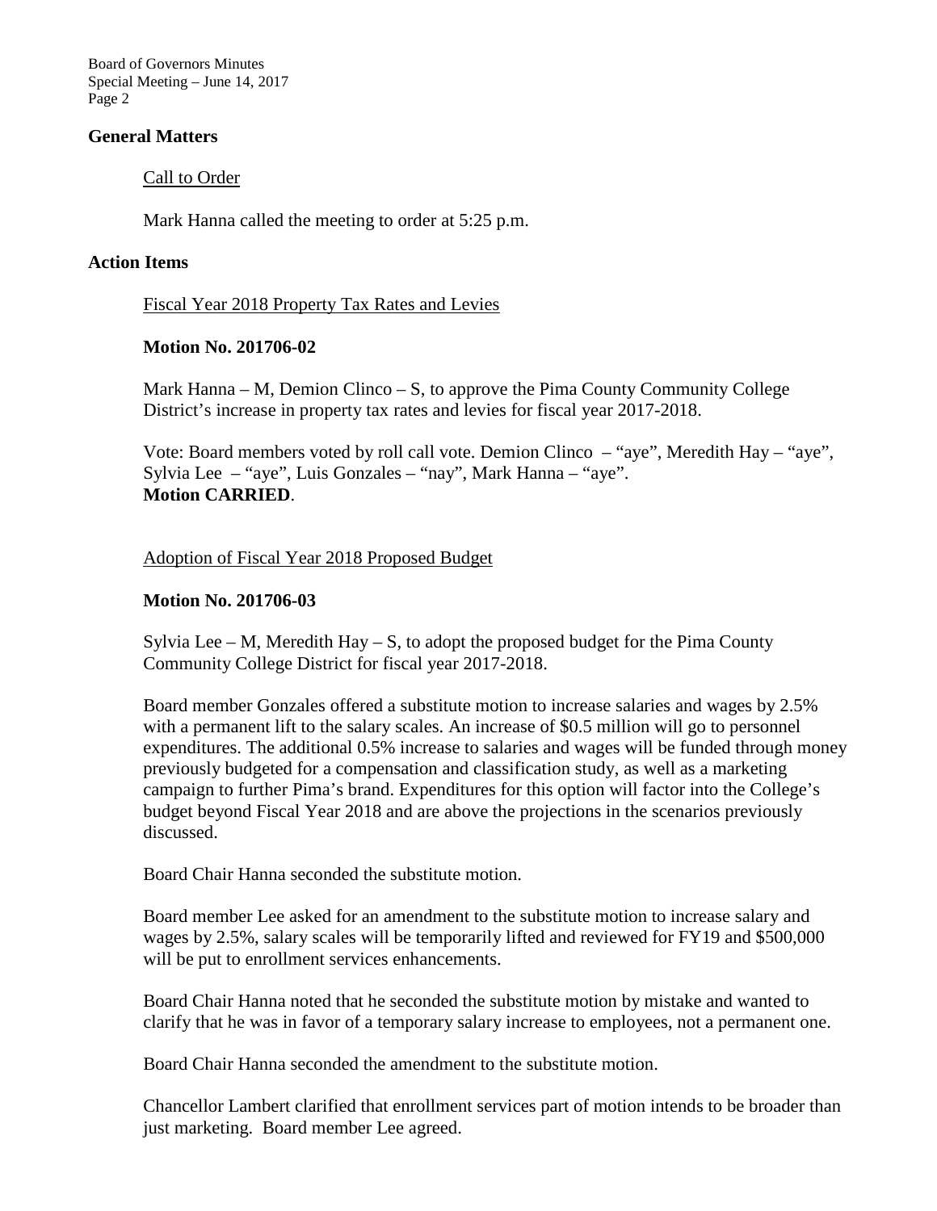## General Matters

Call to Order

Mark Hanna called the meeting to order at 5:25 p.m.

## Action Items

Fiscal Year 2018 Property Tax Rates and Levies

**Motion No. 201706-02**

Mark Hanna – M, Demion Clinco – S, to approve the Pima County Community College District's increase in property tax rates and levies for fiscal year 2017-2018.

Vote: Board members voted by roll call vote. Demion Clinco – "aye", Meredith Hay – "aye", Sylvia Lee – "aye", Luis Gonzales – "nay", Mark Hanna – "aye".
**Motion CARRIED**.

Adoption of Fiscal Year 2018 Proposed Budget

**Motion No. 201706-03**

Sylvia Lee – M, Meredith Hay – S, to adopt the proposed budget for the Pima County Community College District for fiscal year 2017-2018.

Board member Gonzales offered a substitute motion to increase salaries and wages by 2.5% with a permanent lift to the salary scales. An increase of $0.5 million will go to personnel expenditures. The additional 0.5% increase to salaries and wages will be funded through money previously budgeted for a compensation and classification study, as well as a marketing campaign to further Pima's brand. Expenditures for this option will factor into the College's budget beyond Fiscal Year 2018 and are above the projections in the scenarios previously discussed.

Board Chair Hanna seconded the substitute motion.

Board member Lee asked for an amendment to the substitute motion to increase salary and wages by 2.5%, salary scales will be temporarily lifted and reviewed for FY19 and $500,000 will be put to enrollment services enhancements.

Board Chair Hanna noted that he seconded the substitute motion by mistake and wanted to clarify that he was in favor of a temporary salary increase to employees, not a permanent one.

Board Chair Hanna seconded the amendment to the substitute motion.

Chancellor Lambert clarified that enrollment services part of motion intends to be broader than just marketing. Board member Lee agreed.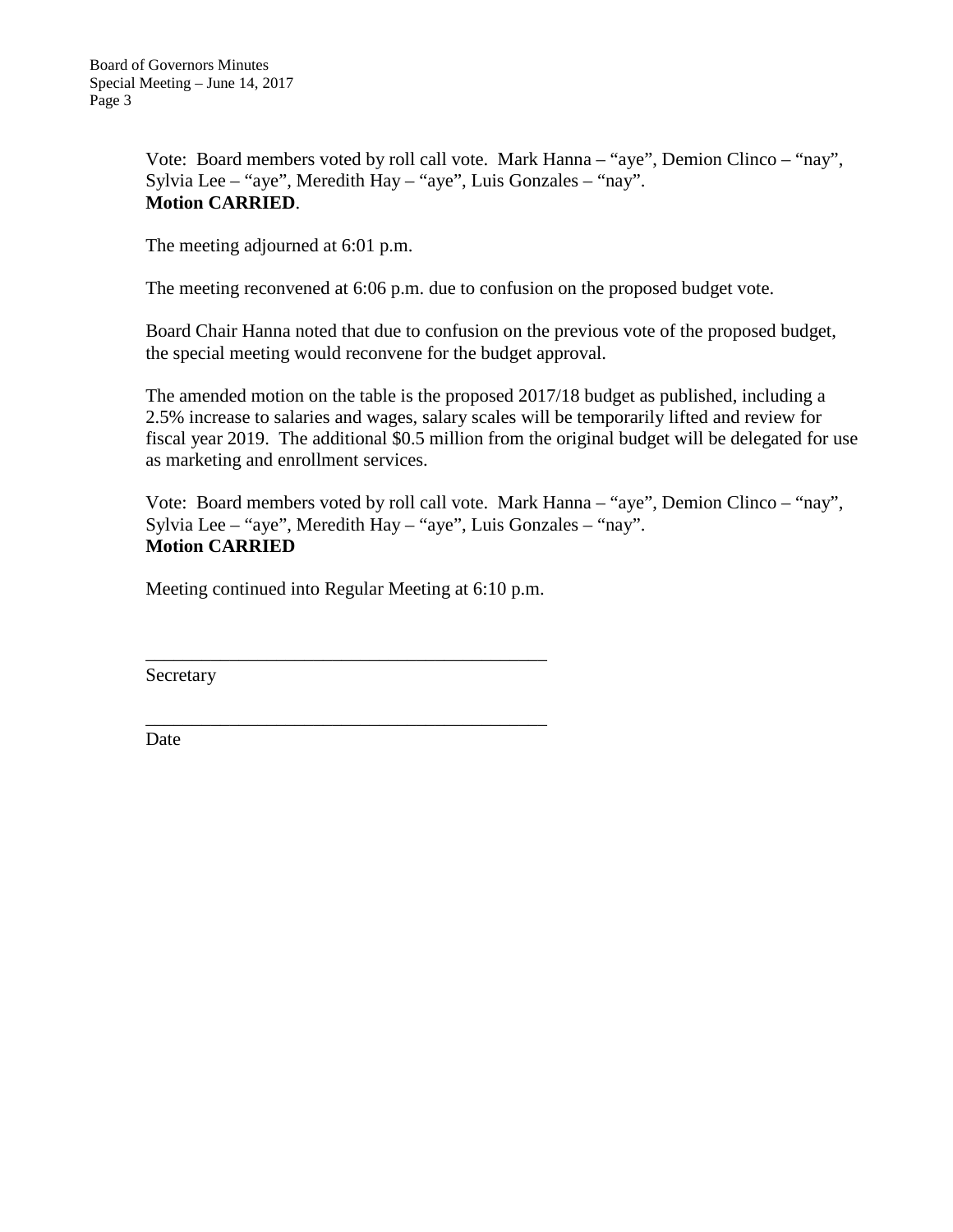Vote: Board members voted by roll call vote. Mark Hanna – “aye”, Demion Clinco – “nay”, Sylvia Lee – “aye”, Meredith Hay – “aye”, Luis Gonzales – “nay”.
**Motion CARRIED**.

The meeting adjourned at 6:01 p.m.

The meeting reconvened at 6:06 p.m. due to confusion on the proposed budget vote.

Board Chair Hanna noted that due to confusion on the previous vote of the proposed budget, the special meeting would reconvene for the budget approval.

The amended motion on the table is the proposed 2017/18 budget as published, including a 2.5% increase to salaries and wages, salary scales will be temporarily lifted and review for fiscal year 2019. The additional $0.5 million from the original budget will be delegated for use as marketing and enrollment services.

Vote: Board members voted by roll call vote. Mark Hanna – “aye”, Demion Clinco – “nay”, Sylvia Lee – “aye”, Meredith Hay – “aye”, Luis Gonzales – “nay”.
**Motion CARRIED**

Meeting continued into Regular Meeting at 6:10 p.m.

\_\_\_\_\_\_\_\_\_\_\_\_\_\_\_\_\_\_\_\_\_\_\_\_\_\_\_\_\_\_\_\_\_\_\_\_\_\_\_\_\_\_\_\_
Secretary

\_\_\_\_\_\_\_\_\_\_\_\_\_\_\_\_\_\_\_\_\_\_\_\_\_\_\_\_\_\_\_\_\_\_\_\_\_\_\_\_\_\_\_\_
Date